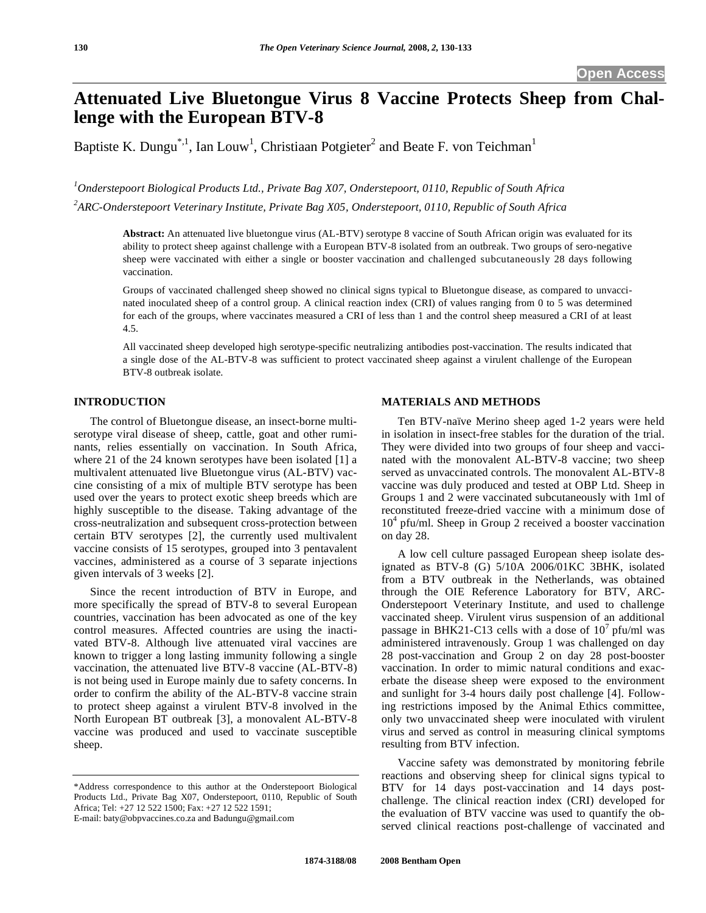# Attenuated Live Bluetongue Virus 8 Vaccine Protects Sheep from Challenge with the European BTV-8

Baptiste K. Dungu[*,1], Ian Louw[1], Christiaan Potgieter[2] and Beate F. von Teichman[1]

[1]*Onderstepoort Biological Products Ltd., Private Bag X07, Onderstepoort, 0110, Republic of South Africa*

[2]*ARC-Onderstepoort Veterinary Institute, Private Bag X05, Onderstepoort, 0110, Republic of South Africa*

**Abstract:** An attenuated live bluetongue virus (AL-BTV) serotype 8 vaccine of South African origin was evaluated for its ability to protect sheep against challenge with a European BTV-8 isolated from an outbreak. Two groups of sero-negative sheep were vaccinated with either a single or booster vaccination and challenged subcutaneously 28 days following vaccination.

Groups of vaccinated challenged sheep showed no clinical signs typical to Bluetongue disease, as compared to unvaccinated inoculated sheep of a control group. A clinical reaction index (CRI) of values ranging from 0 to 5 was determined for each of the groups, where vaccinates measured a CRI of less than 1 and the control sheep measured a CRI of at least 4.5.

All vaccinated sheep developed high serotype-specific neutralizing antibodies post-vaccination. The results indicated that a single dose of the AL-BTV-8 was sufficient to protect vaccinated sheep against a virulent challenge of the European BTV-8 outbreak isolate.

## INTRODUCTION

The control of Bluetongue disease, an insect-borne multi-serotype viral disease of sheep, cattle, goat and other ruminants, relies essentially on vaccination. In South Africa, where 21 of the 24 known serotypes have been isolated [1] a multivalent attenuated live Bluetongue virus (AL-BTV) vaccine consisting of a mix of multiple BTV serotype has been used over the years to protect exotic sheep breeds which are highly susceptible to the disease. Taking advantage of the cross-neutralization and subsequent cross-protection between certain BTV serotypes [2], the currently used multivalent vaccine consists of 15 serotypes, grouped into 3 pentavalent vaccines, administered as a course of 3 separate injections given intervals of 3 weeks [2].

Since the recent introduction of BTV in Europe, and more specifically the spread of BTV-8 to several European countries, vaccination has been advocated as one of the key control measures. Affected countries are using the inactivated BTV-8. Although live attenuated viral vaccines are known to trigger a long lasting immunity following a single vaccination, the attenuated live BTV-8 vaccine (AL-BTV-8) is not being used in Europe mainly due to safety concerns. In order to confirm the ability of the AL-BTV-8 vaccine strain to protect sheep against a virulent BTV-8 involved in the North European BT outbreak [3], a monovalent AL-BTV-8 vaccine was produced and used to vaccinate susceptible sheep.

## MATERIALS AND METHODS

Ten BTV-naïve Merino sheep aged 1-2 years were held in isolation in insect-free stables for the duration of the trial. They were divided into two groups of four sheep and vaccinated with the monovalent AL-BTV-8 vaccine; two sheep served as unvaccinated controls. The monovalent AL-BTV-8 vaccine was duly produced and tested at OBP Ltd. Sheep in Groups 1 and 2 were vaccinated subcutaneously with 1ml of reconstituted freeze-dried vaccine with a minimum dose of $10^4$ pfu/ml. Sheep in Group 2 received a booster vaccination on day 28.

A low cell culture passaged European sheep isolate designated as BTV-8 (G) 5/10A 2006/01KC 3BHK, isolated from a BTV outbreak in the Netherlands, was obtained through the OIE Reference Laboratory for BTV, ARC-Onderstepoort Veterinary Institute, and used to challenge vaccinated sheep. Virulent virus suspension of an additional passage in BHK21-C13 cells with a dose of $10^7$ pfu/ml was administered intravenously. Group 1 was challenged on day 28 post-vaccination and Group 2 on day 28 post-booster vaccination. In order to mimic natural conditions and exacerbate the disease sheep were exposed to the environment and sunlight for 3-4 hours daily post challenge [4]. Following restrictions imposed by the Animal Ethics committee, only two unvaccinated sheep were inoculated with virulent virus and served as control in measuring clinical symptoms resulting from BTV infection.

Vaccine safety was demonstrated by monitoring febrile reactions and observing sheep for clinical signs typical to BTV for 14 days post-vaccination and 14 days post-challenge. The clinical reaction index (CRI) developed for the evaluation of BTV vaccine was used to quantify the observed clinical reactions post-challenge of vaccinated and

*Address correspondence to this author at the Onderstepoort Biological Products Ltd., Private Bag X07, Onderstepoort, 0110, Republic of South Africa; Tel: +27 12 522 1500; Fax: +27 12 522 1591; E-mail: baty@obpvaccines.co.za and Badungu@gmail.com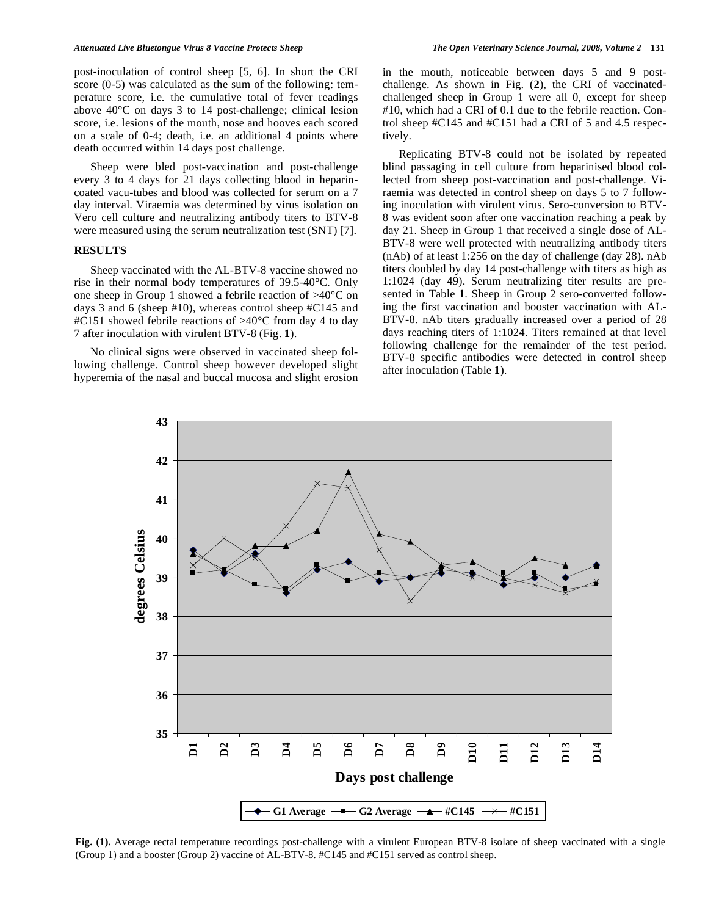post-inoculation of control sheep [5, 6]. In short the CRI score (0-5) was calculated as the sum of the following: temperature score, i.e. the cumulative total of fever readings above 40°C on days 3 to 14 post-challenge; clinical lesion score, i.e. lesions of the mouth, nose and hooves each scored on a scale of 0-4; death, i.e. an additional 4 points where death occurred within 14 days post challenge.

Sheep were bled post-vaccination and post-challenge every 3 to 4 days for 21 days collecting blood in heparin-coated vacu-tubes and blood was collected for serum on a 7 day interval. Viraemia was determined by virus isolation on Vero cell culture and neutralizing antibody titers to BTV-8 were measured using the serum neutralization test (SNT) [7].

## RESULTS

Sheep vaccinated with the AL-BTV-8 vaccine showed no rise in their normal body temperatures of 39.5-40°C. Only one sheep in Group 1 showed a febrile reaction of >40°C on days 3 and 6 (sheep #10), whereas control sheep #C145 and #C151 showed febrile reactions of >40°C from day 4 to day 7 after inoculation with virulent BTV-8 (Fig. **1**).

No clinical signs were observed in vaccinated sheep following challenge. Control sheep however developed slight hyperemia of the nasal and buccal mucosa and slight erosion in the mouth, noticeable between days 5 and 9 post-challenge. As shown in Fig. (**2**), the CRI of vaccinated-challenged sheep in Group 1 were all 0, except for sheep #10, which had a CRI of 0.1 due to the febrile reaction. Control sheep #C145 and #C151 had a CRI of 5 and 4.5 respectively.

Replicating BTV-8 could not be isolated by repeated blind passaging in cell culture from heparinised blood collected from sheep post-vaccination and post-challenge. Viraemia was detected in control sheep on days 5 to 7 following inoculation with virulent virus. Sero-conversion to BTV-8 was evident soon after one vaccination reaching a peak by day 21. Sheep in Group 1 that received a single dose of AL-BTV-8 were well protected with neutralizing antibody titers (nAb) of at least 1:256 on the day of challenge (day 28). nAb titers doubled by day 14 post-challenge with titers as high as 1:1024 (day 49). Serum neutralizing titer results are presented in Table **1**. Sheep in Group 2 sero-converted following the first vaccination and booster vaccination with AL-BTV-8. nAb titers gradually increased over a period of 28 days reaching titers of 1:1024. Titers remained at that level following challenge for the remainder of the test period. BTV-8 specific antibodies were detected in control sheep after inoculation (Table **1**).

**Fig. (1).** Average rectal temperature recordings post-challenge with a virulent European BTV-8 isolate of sheep vaccinated with a single (Group 1) and a booster (Group 2) vaccine of AL-BTV-8. #C145 and #C151 served as control sheep.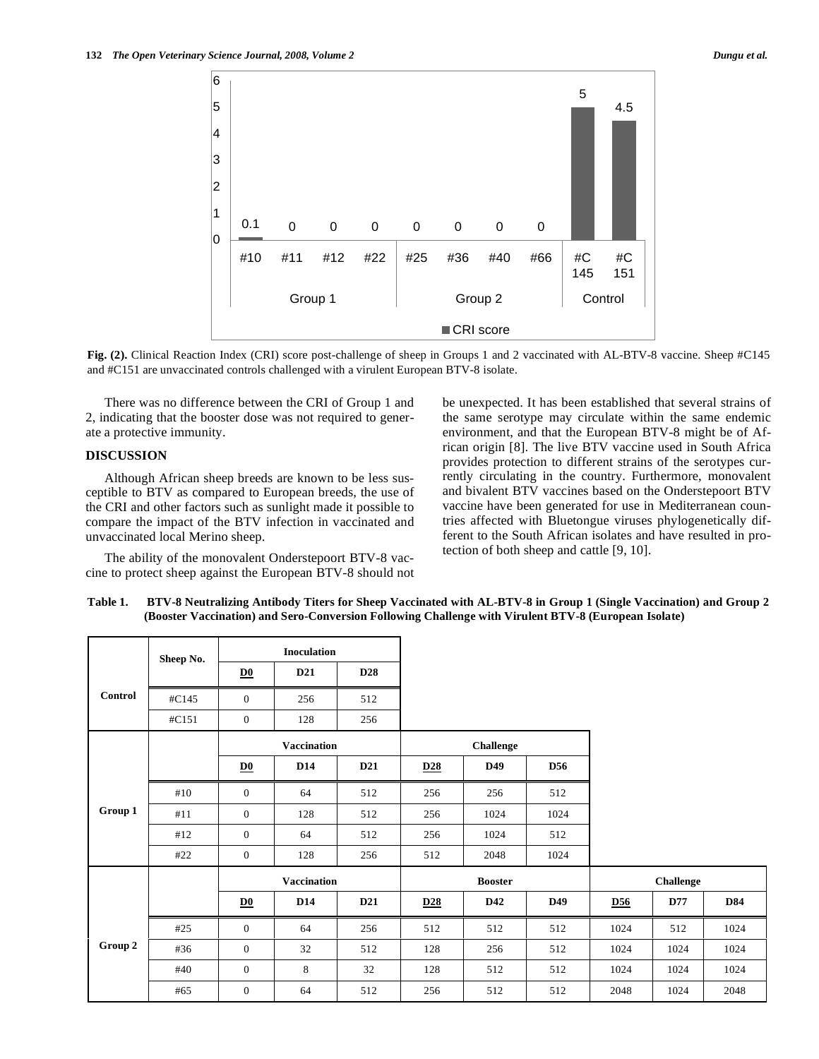**Fig. (2).** Clinical Reaction Index (CRI) score post-challenge of sheep in Groups 1 and 2 vaccinated with AL-BTV-8 vaccine. Sheep #C145 and #C151 are unvaccinated controls challenged with a virulent European BTV-8 isolate.

There was no difference between the CRI of Group 1 and 2, indicating that the booster dose was not required to generate a protective immunity.

## DISCUSSION

Although African sheep breeds are known to be less susceptible to BTV as compared to European breeds, the use of the CRI and other factors such as sunlight made it possible to compare the impact of the BTV infection in vaccinated and unvaccinated local Merino sheep.

The ability of the monovalent Onderstepoort BTV-8 vaccine to protect sheep against the European BTV-8 should not be unexpected. It has been established that several strains of the same serotype may circulate within the same endemic environment, and that the European BTV-8 might be of African origin [8]. The live BTV vaccine used in South Africa provides protection to different strains of the serotypes currently circulating in the country. Furthermore, monovalent and bivalent BTV vaccines based on the Onderstepoort BTV vaccine have been generated for use in Mediterranean countries affected with Bluetongue viruses phylogenetically different to the South African isolates and have resulted in protection of both sheep and cattle [9, 10].

**Table 1. BTV-8 Neutralizing Antibody Titers for Sheep Vaccinated with AL-BTV-8 in Group 1 (Single Vaccination) and Group 2 (Booster Vaccination) and Sero-Conversion Following Challenge with Virulent BTV-8 (European Isolate)**

| | Sheep No. | Inoculation | | | | | | | | |
|---|---|---|---|---|---|---|---|---|---|---|
| | | **D0** | **D21** | **D28** | | | | | | |
| **Control** | #C145 | 0 | 256 | 512 | | | | | | |
| | #C151 | 0 | 128 | 256 | | | | | | |
| | | **Vaccination** | | | **Challenge** | | | | | |
| | | **D0** | **D14** | **D21** | **D28** | **D49** | **D56** | | | |
| **Group 1** | #10 | 0 | 64 | 512 | 256 | 256 | 512 | | | |
| | #11 | 0 | 128 | 512 | 256 | 1024 | 1024 | | | |
| | #12 | 0 | 64 | 512 | 256 | 1024 | 512 | | | |
| | #22 | 0 | 128 | 256 | 512 | 2048 | 1024 | | | |
| | | **Vaccination** | | | **Booster** | | | **Challenge** | | |
| | | **D0** | **D14** | **D21** | **D28** | **D42** | **D49** | **D56** | **D77** | **D84** |
| **Group 2** | #25 | 0 | 64 | 256 | 512 | 512 | 512 | 1024 | 512 | 1024 |
| | #36 | 0 | 32 | 512 | 128 | 256 | 512 | 1024 | 1024 | 1024 |
| | #40 | 0 | 8 | 32 | 128 | 512 | 512 | 1024 | 1024 | 1024 |
| | #65 | 0 | 64 | 512 | 256 | 512 | 512 | 2048 | 1024 | 2048 |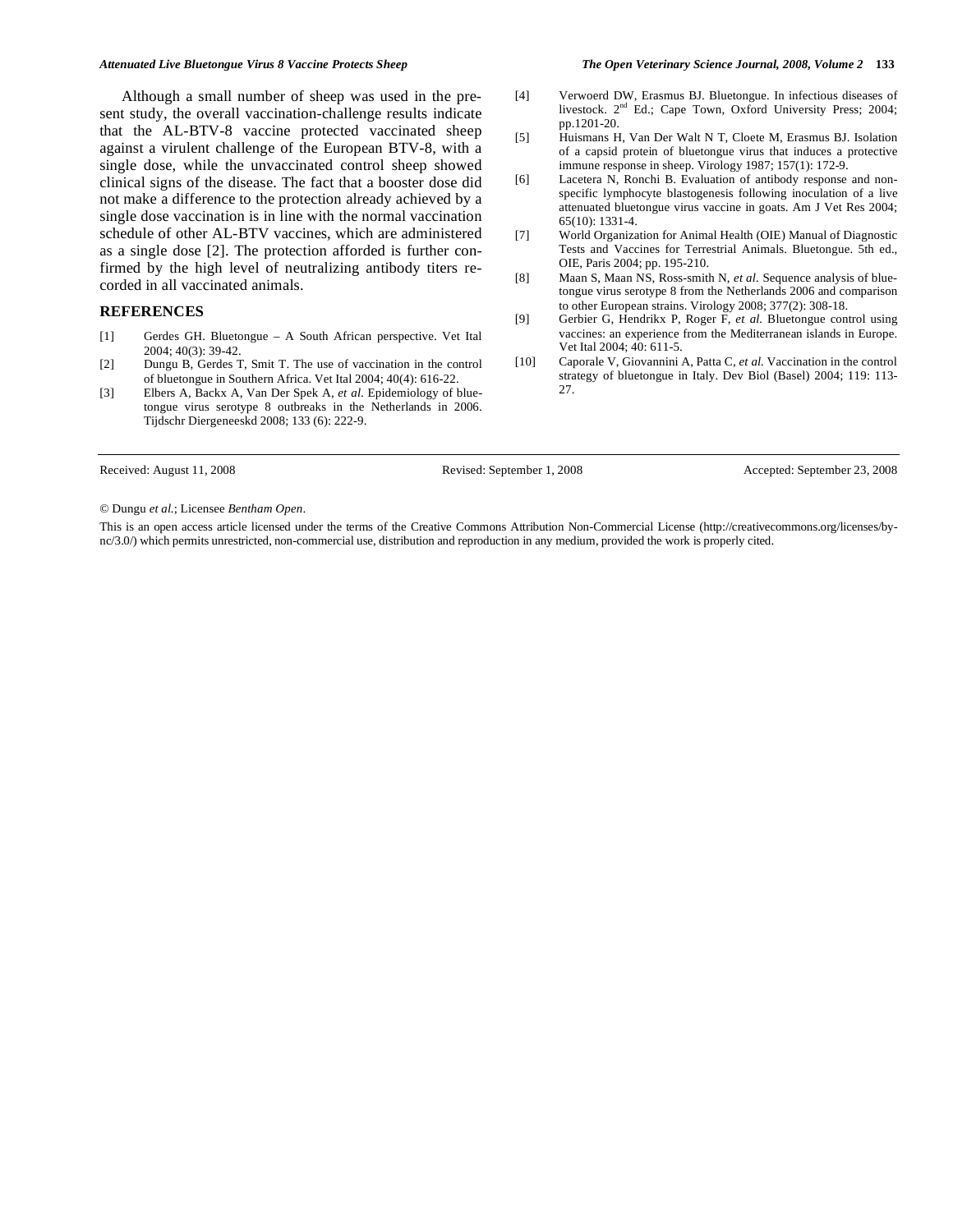Although a small number of sheep was used in the present study, the overall vaccination-challenge results indicate that the AL-BTV-8 vaccine protected vaccinated sheep against a virulent challenge of the European BTV-8, with a single dose, while the unvaccinated control sheep showed clinical signs of the disease. The fact that a booster dose did not make a difference to the protection already achieved by a single dose vaccination is in line with the normal vaccination schedule of other AL-BTV vaccines, which are administered as a single dose [2]. The protection afforded is further confirmed by the high level of neutralizing antibody titers recorded in all vaccinated animals.

## REFERENCES

[1] Gerdes GH. Bluetongue – A South African perspective. Vet Ital 2004; 40(3): 39-42.

[2] Dungu B, Gerdes T, Smit T. The use of vaccination in the control of bluetongue in Southern Africa. Vet Ital 2004; 40(4): 616-22.

[3] Elbers A, Backx A, Van Der Spek A, *et al*. Epidemiology of bluetongue virus serotype 8 outbreaks in the Netherlands in 2006. Tijdschr Diergeneeskd 2008; 133 (6): 222-9.

[4] Verwoerd DW, Erasmus BJ. Bluetongue. In infectious diseases of livestock. 2nd Ed.; Cape Town, Oxford University Press; 2004; pp.1201-20.

[5] Huismans H, Van Der Walt N T, Cloete M, Erasmus BJ. Isolation of a capsid protein of bluetongue virus that induces a protective immune response in sheep. Virology 1987; 157(1): 172-9.

[6] Lacetera N, Ronchi B. Evaluation of antibody response and non-specific lymphocyte blastogenesis following inoculation of a live attenuated bluetongue virus vaccine in goats. Am J Vet Res 2004; 65(10): 1331-4.

[7] World Organization for Animal Health (OIE) Manual of Diagnostic Tests and Vaccines for Terrestrial Animals. Bluetongue. 5th ed., OIE, Paris 2004; pp. 195-210.

[8] Maan S, Maan NS, Ross-smith N, *et al*. Sequence analysis of bluetongue virus serotype 8 from the Netherlands 2006 and comparison to other European strains. Virology 2008; 377(2): 308-18.

[9] Gerbier G, Hendrikx P, Roger F, *et al.* Bluetongue control using vaccines: an experience from the Mediterranean islands in Europe. Vet Ital 2004; 40: 611-5.

[10] Caporale V, Giovannini A, Patta C, *et al.* Vaccination in the control strategy of bluetongue in Italy. Dev Biol (Basel) 2004; 119: 113-27.

Received: August 11, 2008 Revised: September 1, 2008 Accepted: September 23, 2008

© Dungu *et al.*; Licensee *Bentham Open*.

This is an open access article licensed under the terms of the Creative Commons Attribution Non-Commercial License (http://creativecommons.org/licenses/by-nc/3.0/) which permits unrestricted, non-commercial use, distribution and reproduction in any medium, provided the work is properly cited.